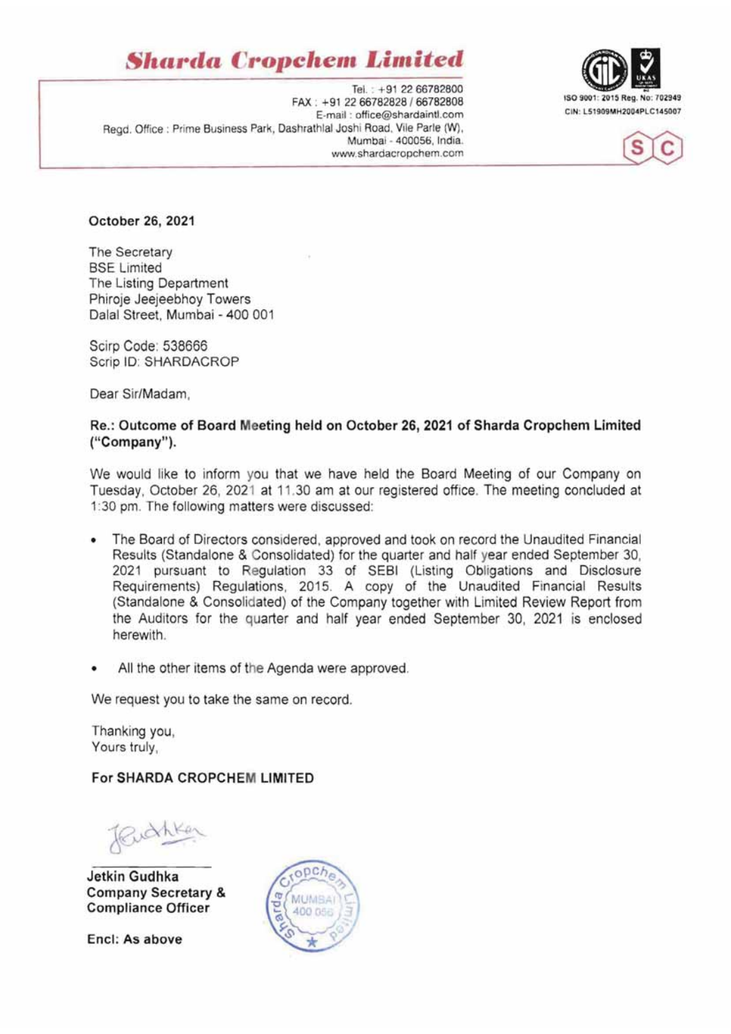# Sharda Cropchem Limited

Tel. : +91 22 66782800
FAX : +91 22 66782828 / 66782808
E-mail : office@shardaintl.com
Regd. Office : Prime Business Park, Dashrathlal Joshi Road, Vile Parle (W), Mumbai - 400056, India.
www.shardacropchem.com

ISO 9001: 2015 Reg. No: 702949
CIN: L51909MH2004PLC145007

**October 26, 2021**

The Secretary
BSE Limited
The Listing Department
Phiroje Jeejeebhoy Towers
Dalal Street, Mumbai - 400 001

Scirp Code: 538666
Scrip ID: SHARDACROP

Dear Sir/Madam,

**Re.: Outcome of Board Meeting held on October 26, 2021 of Sharda Cropchem Limited ("Company").**

We would like to inform you that we have held the Board Meeting of our Company on Tuesday, October 26, 2021 at 11.30 am at our registered office. The meeting concluded at 1:30 pm. The following matters were discussed:

- The Board of Directors considered, approved and took on record the Unaudited Financial Results (Standalone & Consolidated) for the quarter and half year ended September 30, 2021 pursuant to Regulation 33 of SEBI (Listing Obligations and Disclosure Requirements) Regulations, 2015. A copy of the Unaudited Financial Results (Standalone & Consolidated) of the Company together with Limited Review Report from the Auditors for the quarter and half year ended September 30, 2021 is enclosed herewith.
- All the other items of the Agenda were approved.

We request you to take the same on record.

Thanking you,
Yours truly,

**For SHARDA CROPCHEM LIMITED**

**Jetkin Gudhka**
**Company Secretary & Compliance Officer**

**Encl: As above**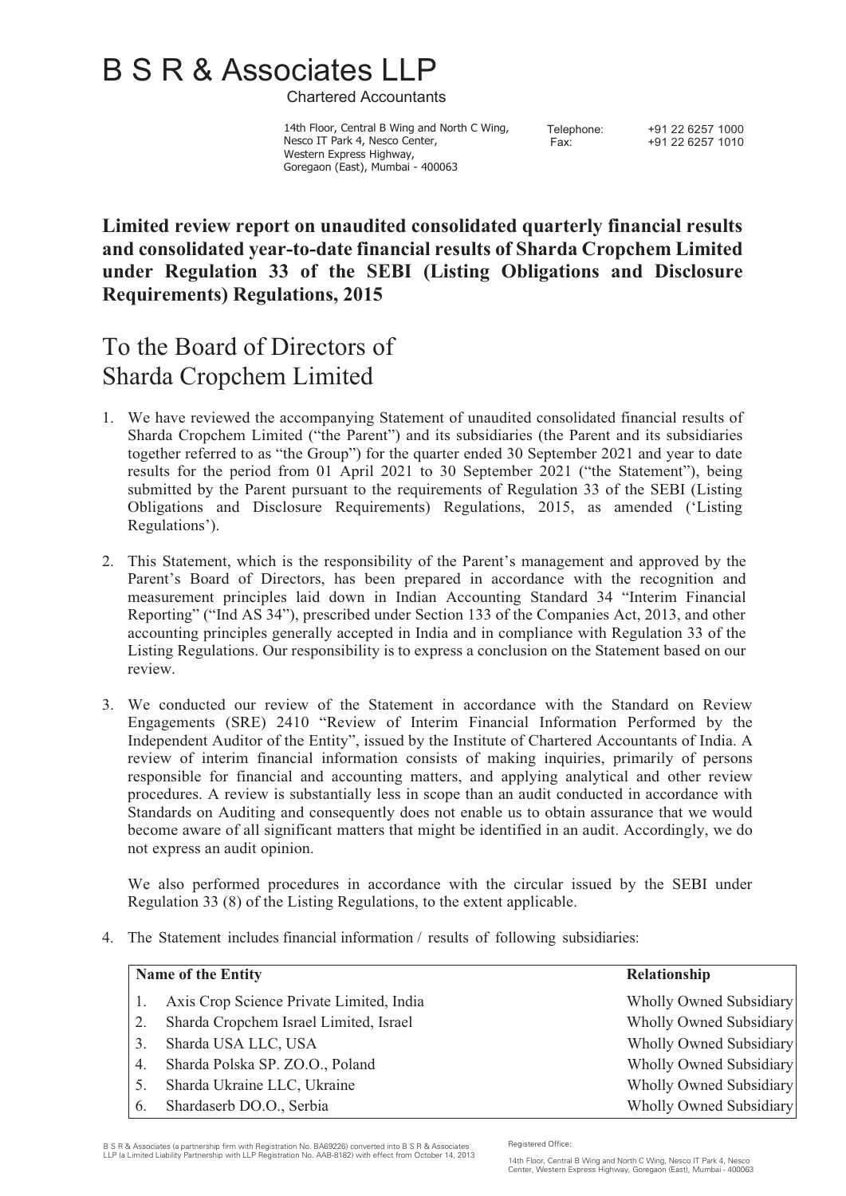# B S R & Associates LLP

Chartered Accountants

14th Floor, Central B Wing and North C Wing,
Nesco IT Park 4, Nesco Center,
Western Express Highway,
Goregaon (East), Mumbai - 400063

Telephone: +91 22 6257 1000
Fax: +91 22 6257 1010

**Limited review report on unaudited consolidated quarterly financial results and consolidated year-to-date financial results of Sharda Cropchem Limited under Regulation 33 of the SEBI (Listing Obligations and Disclosure Requirements) Regulations, 2015**

To the Board of Directors of
Sharda Cropchem Limited

1. We have reviewed the accompanying Statement of unaudited consolidated financial results of Sharda Cropchem Limited ("the Parent") and its subsidiaries (the Parent and its subsidiaries together referred to as "the Group") for the quarter ended 30 September 2021 and year to date results for the period from 01 April 2021 to 30 September 2021 ("the Statement"), being submitted by the Parent pursuant to the requirements of Regulation 33 of the SEBI (Listing Obligations and Disclosure Requirements) Regulations, 2015, as amended ('Listing Regulations').

2. This Statement, which is the responsibility of the Parent's management and approved by the Parent's Board of Directors, has been prepared in accordance with the recognition and measurement principles laid down in Indian Accounting Standard 34 "Interim Financial Reporting" ("Ind AS 34"), prescribed under Section 133 of the Companies Act, 2013, and other accounting principles generally accepted in India and in compliance with Regulation 33 of the Listing Regulations. Our responsibility is to express a conclusion on the Statement based on our review.

3. We conducted our review of the Statement in accordance with the Standard on Review Engagements (SRE) 2410 "Review of Interim Financial Information Performed by the Independent Auditor of the Entity", issued by the Institute of Chartered Accountants of India. A review of interim financial information consists of making inquiries, primarily of persons responsible for financial and accounting matters, and applying analytical and other review procedures. A review is substantially less in scope than an audit conducted in accordance with Standards on Auditing and consequently does not enable us to obtain assurance that we would become aware of all significant matters that might be identified in an audit. Accordingly, we do not express an audit opinion.

   We also performed procedures in accordance with the circular issued by the SEBI under Regulation 33 (8) of the Listing Regulations, to the extent applicable.

4. The Statement includes financial information / results of following subsidiaries:

| | Name of the Entity | Relationship |
|---|---|---|
| 1. | Axis Crop Science Private Limited, India | Wholly Owned Subsidiary |
| 2. | Sharda Cropchem Israel Limited, Israel | Wholly Owned Subsidiary |
| 3. | Sharda USA LLC, USA | Wholly Owned Subsidiary |
| 4. | Sharda Polska SP. ZO.O., Poland | Wholly Owned Subsidiary |
| 5. | Sharda Ukraine LLC, Ukraine | Wholly Owned Subsidiary |
| 6. | Shardaserb DO.O., Serbia | Wholly Owned Subsidiary |

B S R & Associates (a partnership firm with Registration No. BA69226) converted into B S R & Associates LLP (a Limited Liability Partnership with LLP Registration No. AAB-8182) with effect from October 14, 2013

Registered Office:

14th Floor, Central B Wing and North C Wing, Nesco IT Park 4, Nesco Center, Western Express Highway, Goregaon (East), Mumbai - 400063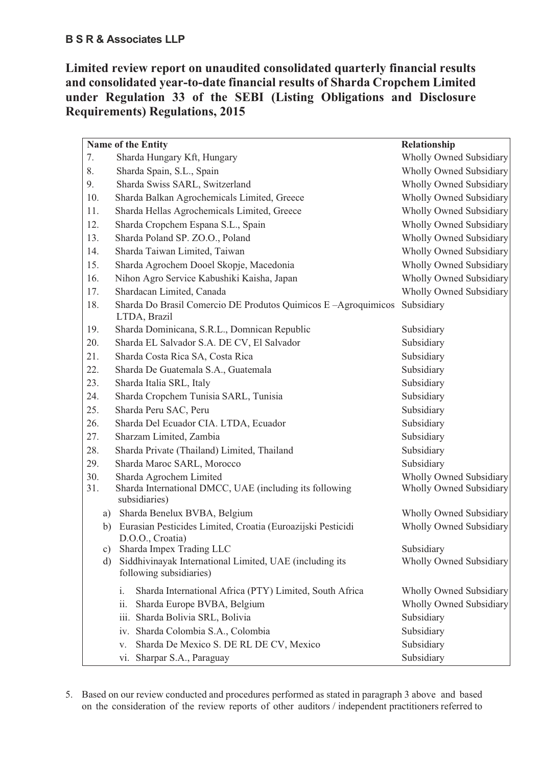**B S R & Associates LLP**

# Limited review report on unaudited consolidated quarterly financial results and consolidated year-to-date financial results of Sharda Cropchem Limited under Regulation 33 of the SEBI (Listing Obligations and Disclosure Requirements) Regulations, 2015

| Name of the Entity | Relationship |
|---|---|
| 7. Sharda Hungary Kft, Hungary | Wholly Owned Subsidiary |
| 8. Sharda Spain, S.L., Spain | Wholly Owned Subsidiary |
| 9. Sharda Swiss SARL, Switzerland | Wholly Owned Subsidiary |
| 10. Sharda Balkan Agrochemicals Limited, Greece | Wholly Owned Subsidiary |
| 11. Sharda Hellas Agrochemicals Limited, Greece | Wholly Owned Subsidiary |
| 12. Sharda Cropchem Espana S.L., Spain | Wholly Owned Subsidiary |
| 13. Sharda Poland SP. ZO.O., Poland | Wholly Owned Subsidiary |
| 14. Sharda Taiwan Limited, Taiwan | Wholly Owned Subsidiary |
| 15. Sharda Agrochem Dooel Skopje, Macedonia | Wholly Owned Subsidiary |
| 16. Nihon Agro Service Kabushiki Kaisha, Japan | Wholly Owned Subsidiary |
| 17. Shardacan Limited, Canada | Wholly Owned Subsidiary |
| 18. Sharda Do Brasil Comercio DE Produtos Quimicos E –Agroquimicos LTDA, Brazil | Subsidiary |
| 19. Sharda Dominicana, S.R.L., Domnican Republic | Subsidiary |
| 20. Sharda EL Salvador S.A. DE CV, El Salvador | Subsidiary |
| 21. Sharda Costa Rica SA, Costa Rica | Subsidiary |
| 22. Sharda De Guatemala S.A., Guatemala | Subsidiary |
| 23. Sharda Italia SRL, Italy | Subsidiary |
| 24. Sharda Cropchem Tunisia SARL, Tunisia | Subsidiary |
| 25. Sharda Peru SAC, Peru | Subsidiary |
| 26. Sharda Del Ecuador CIA. LTDA, Ecuador | Subsidiary |
| 27. Sharzam Limited, Zambia | Subsidiary |
| 28. Sharda Private (Thailand) Limited, Thailand | Subsidiary |
| 29. Sharda Maroc SARL, Morocco | Subsidiary |
| 30. Sharda Agrochem Limited | Wholly Owned Subsidiary |
| 31. Sharda International DMCC, UAE (including its following subsidiaries) | Wholly Owned Subsidiary |
| a) Sharda Benelux BVBA, Belgium | Wholly Owned Subsidiary |
| b) Eurasian Pesticides Limited, Croatia (Euroazijski Pesticidi D.O.O., Croatia) | Wholly Owned Subsidiary |
| c) Sharda Impex Trading LLC | Subsidiary |
| d) Siddhivinayak International Limited, UAE (including its following subsidiaries) | Wholly Owned Subsidiary |
| i. Sharda International Africa (PTY) Limited, South Africa | Wholly Owned Subsidiary |
| ii. Sharda Europe BVBA, Belgium | Wholly Owned Subsidiary |
| iii. Sharda Bolivia SRL, Bolivia | Subsidiary |
| iv. Sharda Colombia S.A., Colombia | Subsidiary |
| v. Sharda De Mexico S. DE RL DE CV, Mexico | Subsidiary |
| vi. Sharpar S.A., Paraguay | Subsidiary |

5. Based on our review conducted and procedures performed as stated in paragraph 3 above and based on the consideration of the review reports of other auditors / independent practitioners referred to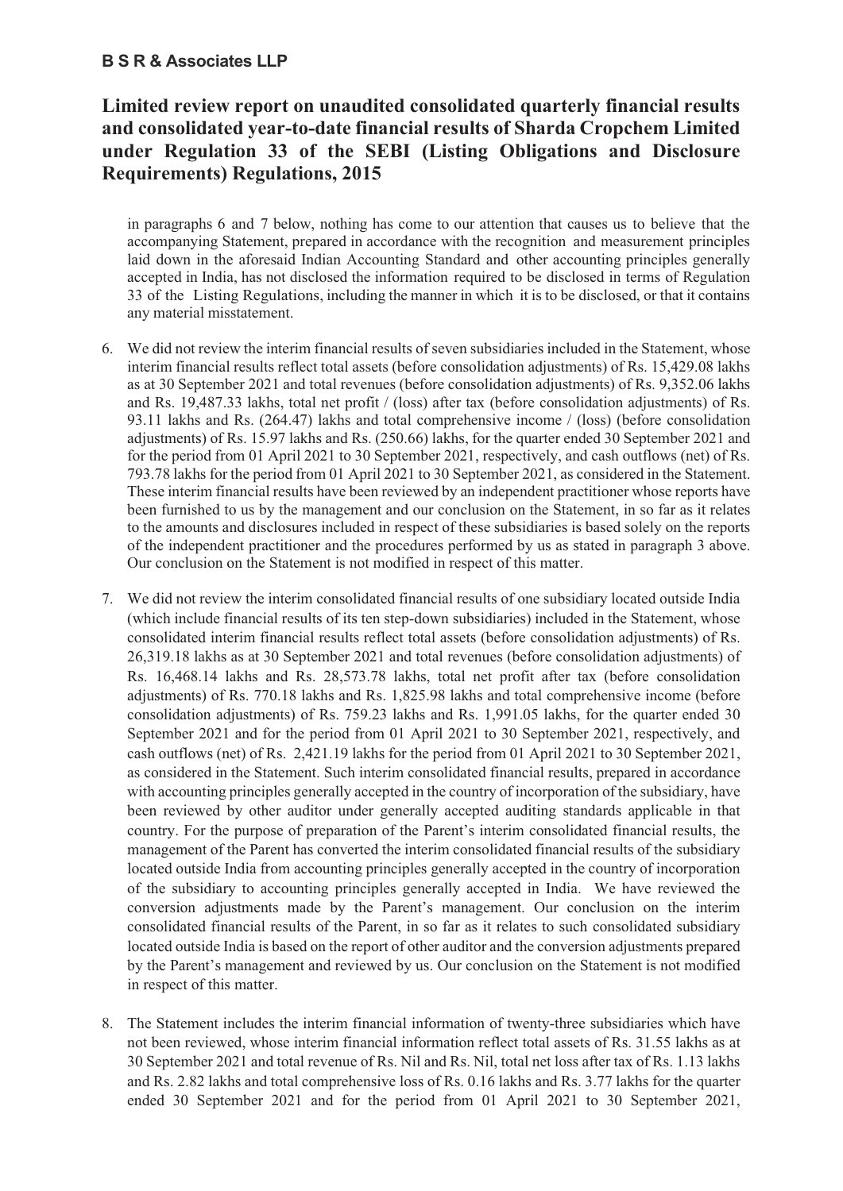in paragraphs 6 and 7 below, nothing has come to our attention that causes us to believe that the accompanying Statement, prepared in accordance with the recognition and measurement principles laid down in the aforesaid Indian Accounting Standard and other accounting principles generally accepted in India, has not disclosed the information required to be disclosed in terms of Regulation 33 of the Listing Regulations, including the manner in which it is to be disclosed, or that it contains any material misstatement.

6. We did not review the interim financial results of seven subsidiaries included in the Statement, whose interim financial results reflect total assets (before consolidation adjustments) of Rs. 15,429.08 lakhs as at 30 September 2021 and total revenues (before consolidation adjustments) of Rs. 9,352.06 lakhs and Rs. 19,487.33 lakhs, total net profit / (loss) after tax (before consolidation adjustments) of Rs. 93.11 lakhs and Rs. (264.47) lakhs and total comprehensive income / (loss) (before consolidation adjustments) of Rs. 15.97 lakhs and Rs. (250.66) lakhs, for the quarter ended 30 September 2021 and for the period from 01 April 2021 to 30 September 2021, respectively, and cash outflows (net) of Rs. 793.78 lakhs for the period from 01 April 2021 to 30 September 2021, as considered in the Statement. These interim financial results have been reviewed by an independent practitioner whose reports have been furnished to us by the management and our conclusion on the Statement, in so far as it relates to the amounts and disclosures included in respect of these subsidiaries is based solely on the reports of the independent practitioner and the procedures performed by us as stated in paragraph 3 above. Our conclusion on the Statement is not modified in respect of this matter.

7. We did not review the interim consolidated financial results of one subsidiary located outside India (which include financial results of its ten step-down subsidiaries) included in the Statement, whose consolidated interim financial results reflect total assets (before consolidation adjustments) of Rs. 26,319.18 lakhs as at 30 September 2021 and total revenues (before consolidation adjustments) of Rs. 16,468.14 lakhs and Rs. 28,573.78 lakhs, total net profit after tax (before consolidation adjustments) of Rs. 770.18 lakhs and Rs. 1,825.98 lakhs and total comprehensive income (before consolidation adjustments) of Rs. 759.23 lakhs and Rs. 1,991.05 lakhs, for the quarter ended 30 September 2021 and for the period from 01 April 2021 to 30 September 2021, respectively, and cash outflows (net) of Rs. 2,421.19 lakhs for the period from 01 April 2021 to 30 September 2021, as considered in the Statement. Such interim consolidated financial results, prepared in accordance with accounting principles generally accepted in the country of incorporation of the subsidiary, have been reviewed by other auditor under generally accepted auditing standards applicable in that country. For the purpose of preparation of the Parent's interim consolidated financial results, the management of the Parent has converted the interim consolidated financial results of the subsidiary located outside India from accounting principles generally accepted in the country of incorporation of the subsidiary to accounting principles generally accepted in India. We have reviewed the conversion adjustments made by the Parent's management. Our conclusion on the interim consolidated financial results of the Parent, in so far as it relates to such consolidated subsidiary located outside India is based on the report of other auditor and the conversion adjustments prepared by the Parent's management and reviewed by us. Our conclusion on the Statement is not modified in respect of this matter.

8. The Statement includes the interim financial information of twenty-three subsidiaries which have not been reviewed, whose interim financial information reflect total assets of Rs. 31.55 lakhs as at 30 September 2021 and total revenue of Rs. Nil and Rs. Nil, total net loss after tax of Rs. 1.13 lakhs and Rs. 2.82 lakhs and total comprehensive loss of Rs. 0.16 lakhs and Rs. 3.77 lakhs for the quarter ended 30 September 2021 and for the period from 01 April 2021 to 30 September 2021,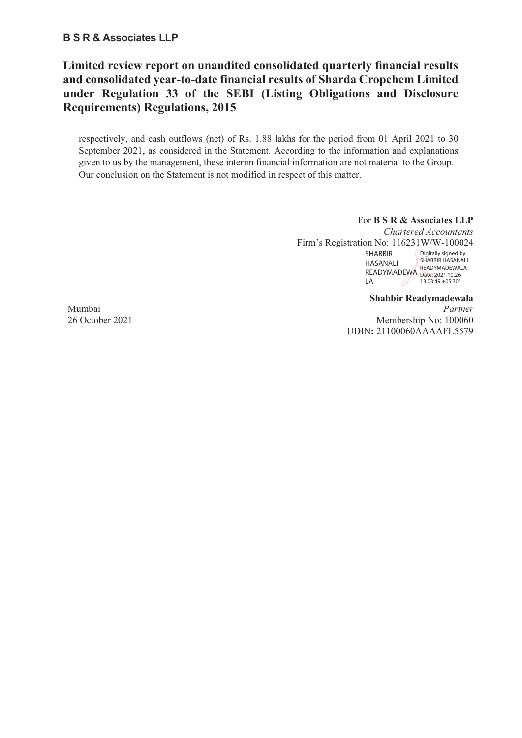**B S R & Associates LLP**

# Limited review report on unaudited consolidated quarterly financial results and consolidated year-to-date financial results of Sharda Cropchem Limited under Regulation 33 of the SEBI (Listing Obligations and Disclosure Requirements) Regulations, 2015

respectively, and cash outflows (net) of Rs. 1.88 lakhs for the period from 01 April 2021 to 30 September 2021, as considered in the Statement. According to the information and explanations given to us by the management, these interim financial information are not material to the Group. Our conclusion on the Statement is not modified in respect of this matter.

For **B S R & Associates LLP**
*Chartered Accountants*
Firm's Registration No: 116231W/W-100024

SHABBIR HASANALI READYMADEWALA
Digitally signed by SHABBIR HASANALI READYMADEWALA
Date: 2021.10.26 13:03:49 +05'30'

**Shabbir Readymadewala**
*Partner*
Membership No: 100060
UDIN: 21100060AAAAFL5579

Mumbai
26 October 2021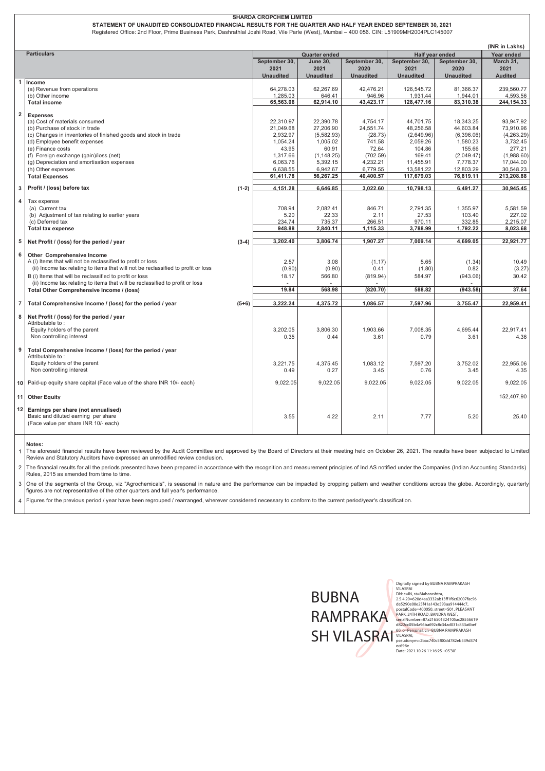**SHARDA CROPCHEM LIMITED**

**STATEMENT OF UNAUDITED CONSOLIDATED FINANCIAL RESULTS FOR THE QUARTER AND HALF YEAR ENDED SEPTEMBER 30, 2021**

Registered Office: 2nd Floor, Prime Business Park, Dashrathlal Joshi Road, Vile Parle (West), Mumbai – 400 056. CIN: L51909MH2004PLC145007

(INR in Lakhs)

| | Particulars | | Quarter ended | | | Half year ended | | Year ended |
|---|---|---|---|---|---|---|---|---|
| | | | September 30, 2021 | June 30, 2021 | September 30, 2020 | September 30, 2021 | September 30, 2020 | March 31, 2021 |
| | | | Unaudited | Unaudited | Unaudited | Unaudited | Unaudited | Audited |
| 1 | **Income** | | | | | | | |
| | (a) Revenue from operations | | 64,278.03 | 62,267.69 | 42,476.21 | 126,545.72 | 81,366.37 | 239,560.77 |
| | (b) Other income | | 1,285.03 | 646.41 | 946.96 | 1,931.44 | 1,944.01 | 4,593.56 |
| | **Total income** | | 65,563.06 | 62,914.10 | 43,423.17 | 128,477.16 | 83,310.38 | 244,154.33 |
| 2 | **Expenses** | | | | | | | |
| | (a) Cost of materials consumed | | 22,310.97 | 22,390.78 | 4,754.17 | 44,701.75 | 18,343.25 | 93,947.92 |
| | (b) Purchase of stock in trade | | 21,049.68 | 27,206.90 | 24,551.74 | 48,256.58 | 44,603.84 | 73,910.96 |
| | (c) Changes in inventories of finished goods and stock in trade | | 2,932.97 | (5,582.93) | (28.73) | (2,649.96) | (6,396.06) | (4,263.29) |
| | (d) Employee benefit expenses | | 1,054.24 | 1,005.02 | 741.58 | 2,059.26 | 1,580.23 | 3,732.45 |
| | (e) Finance costs | | 43.95 | 60.91 | 72.64 | 104.86 | 155.66 | 277.21 |
| | (f) Foreign exchange (gain)/loss (net) | | 1,317.66 | (1,148.25) | (702.59) | 169.41 | (2,049.47) | (1,988.60) |
| | (g) Depreciation and amortisation expenses | | 6,063.76 | 5,392.15 | 4,232.21 | 11,455.91 | 7,778.37 | 17,044.00 |
| | (h) Other expenses | | 6,638.55 | 6,942.67 | 6,779.55 | 13,581.22 | 12,803.29 | 30,548.23 |
| | **Total Expenses** | | 61,411.78 | 56,267.25 | 40,400.57 | 117,679.03 | 76,819.11 | 213,208.88 |
| 3 | **Profit / (loss) before tax** | (1-2) | 4,151.28 | 6,646.85 | 3,022.60 | 10,798.13 | 6,491.27 | 30,945.45 |
| 4 | Tax expense | | | | | | | |
| | (a) Current tax | | 708.94 | 2,082.41 | 846.71 | 2,791.35 | 1,355.97 | 5,581.59 |
| | (b) Adjustment of tax relating to earlier years | | 5.20 | 22.33 | 2.11 | 27.53 | 103.40 | 227.02 |
| | (c) Deferred tax | | 234.74 | 735.37 | 266.51 | 970.11 | 332.85 | 2,215.07 |
| | **Total tax expense** | | 948.88 | 2,840.11 | 1,115.33 | 3,788.99 | 1,792.22 | 8,023.68 |
| 5 | **Net Profit / (loss) for the period / year** | (3-4) | 3,202.40 | 3,806.74 | 1,907.27 | 7,009.14 | 4,699.05 | 22,921.77 |
| 6 | **Other Comprehensive Income** | | | | | | | |
| | A (i) Items that will not be reclassified to profit or loss | | 2.57 | 3.08 | (1.17) | 5.65 | (1.34) | 10.49 |
| | (ii) Income tax relating to items that will not be reclassified to profit or loss | | (0.90) | (0.90) | 0.41 | (1.80) | 0.82 | (3.27) |
| | B (i) Items that will be reclassified to profit or loss | | 18.17 | 566.80 | (819.94) | 584.97 | (943.06) | 30.42 |
| | (ii) Income tax relating to items that will be reclassified to profit or loss | | - | - | - | - | - | - |
| | **Total Other Comprehensive Income / (loss)** | | 19.84 | 568.98 | (820.70) | 588.82 | (943.58) | 37.64 |
| 7 | **Total Comprehensive Income / (loss) for the period / year** | (5+6) | 3,222.24 | 4,375.72 | 1,086.57 | 7,597.96 | 3,755.47 | 22,959.41 |
| 8 | **Net Profit / (loss) for the period / year** | | | | | | | |
| | Attributable to : | | | | | | | |
| | Equity holders of the parent | | 3,202.05 | 3,806.30 | 1,903.66 | 7,008.35 | 4,695.44 | 22,917.41 |
| | Non controlling interest | | 0.35 | 0.44 | 3.61 | 0.79 | 3.61 | 4.36 |
| 9 | **Total Comprehensive Income / (loss) for the period / year** | | | | | | | |
| | Attributable to : | | | | | | | |
| | Equity holders of the parent | | 3,221.75 | 4,375.45 | 1,083.12 | 7,597.20 | 3,752.02 | 22,955.06 |
| | Non controlling interest | | 0.49 | 0.27 | 3.45 | 0.76 | 3.45 | 4.35 |
| 10 | Paid-up equity share capital (Face value of the share INR 10/- each) | | 9,022.05 | 9,022.05 | 9,022.05 | 9,022.05 | 9,022.05 | 9,022.05 |
| 11 | **Other Equity** | | | | | | | 152,407.90 |
| 12 | **Earnings per share (not annualised)** | | | | | | | |
| | Basic and diluted earning per share (Face value per share INR 10/- each) | | 3.55 | 4.22 | 2.11 | 7.77 | 5.20 | 25.40 |

**Notes:**

1. The aforesaid financial results have been reviewed by the Audit Committee and approved by the Board of Directors at their meeting held on October 26, 2021. The results have been subjected to Limited Review and Statutory Auditors have expressed an unmodified review conclusion.
2. The financial results for all the periods presented have been prepared in accordance with the recognition and measurement principles of Ind AS notified under the Companies (Indian Accounting Standards) Rules, 2015 as amended from time to time.
3. One of the segments of the Group, viz "Agrochemicals", is seasonal in nature and the performance can be impacted by cropping pattern and weather conditions across the globe. Accordingly, quarterly figures are not representative of the other quarters and full year's performance.
4. Figures for the previous period / year have been regrouped / rearranged, wherever considered necessary to conform to the current period/year's classification.

BUBNA RAMPRAKASH VILASRAI

Digitally signed by BUBNA RAMPRAKASH VILASRAI
DN: c=IN, st=Maharashtra, 2.5.4.20=620d4aa3332ab13ff1f6c62007fac96de5290e08e25f41a143e593aa914444c7, postalCode=400050, street=501, PLEASANT PARK, 24TH ROAD, BANDRA WEST, serialNumber=87a216501324105ac28556619d822cc05b4a96ba692c8c34ad031c833a6bef60, o=Personal, cn=BUBNA RAMPRAKASH VILASRAI, pseudonym=2bac740c5f00dd782eb539d374ec698e
Date: 2021.10.26 11:16:25 +05'30'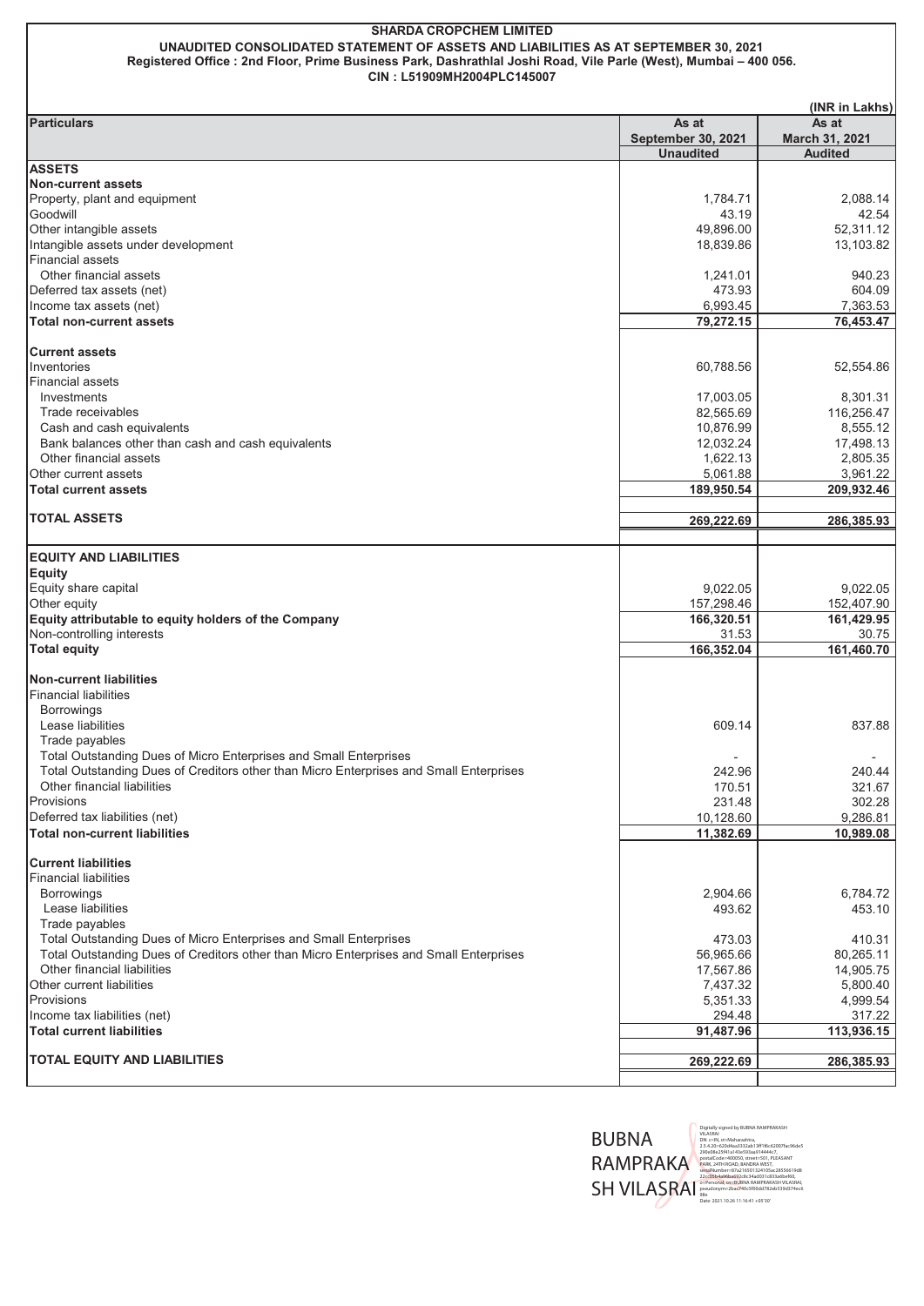**SHARDA CROPCHEM LIMITED**

**UNAUDITED CONSOLIDATED STATEMENT OF ASSETS AND LIABILITIES AS AT SEPTEMBER 30, 2021**

**Registered Office : 2nd Floor, Prime Business Park, Dashrathlal Joshi Road, Vile Parle (West), Mumbai – 400 056.**

**CIN : L51909MH2004PLC145007**

(INR in Lakhs)

| Particulars | As at September 30, 2021 Unaudited | As at March 31, 2021 Audited |
|---|---|---|
| **ASSETS** | | |
| **Non-current assets** | | |
| Property, plant and equipment | 1,784.71 | 2,088.14 |
| Goodwill | 43.19 | 42.54 |
| Other intangible assets | 49,896.00 | 52,311.12 |
| Intangible assets under development | 18,839.86 | 13,103.82 |
| Financial assets | | |
| Other financial assets | 1,241.01 | 940.23 |
| Deferred tax assets (net) | 473.93 | 604.09 |
| Income tax assets (net) | 6,993.45 | 7,363.53 |
| **Total non-current assets** | **79,272.15** | **76,453.47** |
| **Current assets** | | |
| Inventories | 60,788.56 | 52,554.86 |
| Financial assets | | |
| Investments | 17,003.05 | 8,301.31 |
| Trade receivables | 82,565.69 | 116,256.47 |
| Cash and cash equivalents | 10,876.99 | 8,555.12 |
| Bank balances other than cash and cash equivalents | 12,032.24 | 17,498.13 |
| Other financial assets | 1,622.13 | 2,805.35 |
| Other current assets | 5,061.88 | 3,961.22 |
| **Total current assets** | **189,950.54** | **209,932.46** |
| **TOTAL ASSETS** | **269,222.69** | **286,385.93** |
| **EQUITY AND LIABILITIES** | | |
| **Equity** | | |
| Equity share capital | 9,022.05 | 9,022.05 |
| Other equity | 157,298.46 | 152,407.90 |
| **Equity attributable to equity holders of the Company** | **166,320.51** | **161,429.95** |
| Non-controlling interests | 31.53 | 30.75 |
| **Total equity** | **166,352.04** | **161,460.70** |
| **Non-current liabilities** | | |
| Financial liabilities | | |
| Borrowings | | |
| Lease liabilities | 609.14 | 837.88 |
| Trade payables | | |
| Total Outstanding Dues of Micro Enterprises and Small Enterprises | - | - |
| Total Outstanding Dues of Creditors other than Micro Enterprises and Small Enterprises | 242.96 | 240.44 |
| Other financial liabilities | 170.51 | 321.67 |
| Provisions | 231.48 | 302.28 |
| Deferred tax liabilities (net) | 10,128.60 | 9,286.81 |
| **Total non-current liabilities** | **11,382.69** | **10,989.08** |
| **Current liabilities** | | |
| Financial liabilities | | |
| Borrowings | 2,904.66 | 6,784.72 |
| Lease liabilities | 493.62 | 453.10 |
| Trade payables | | |
| Total Outstanding Dues of Micro Enterprises and Small Enterprises | 473.03 | 410.31 |
| Total Outstanding Dues of Creditors other than Micro Enterprises and Small Enterprises | 56,965.66 | 80,265.11 |
| Other financial liabilities | 17,567.86 | 14,905.75 |
| Other current liabilities | 7,437.32 | 5,800.40 |
| Provisions | 5,351.33 | 4,999.54 |
| Income tax liabilities (net) | 294.48 | 317.22 |
| **Total current liabilities** | **91,487.96** | **113,936.15** |
| **TOTAL EQUITY AND LIABILITIES** | **269,222.69** | **286,385.93** |

BUBNA RAMPRAKASH VILASRAI

Digitally signed by BUBNA RAMPRAKASH VILASRAI
Date: 2021.10.26 11:16:41 +05'30'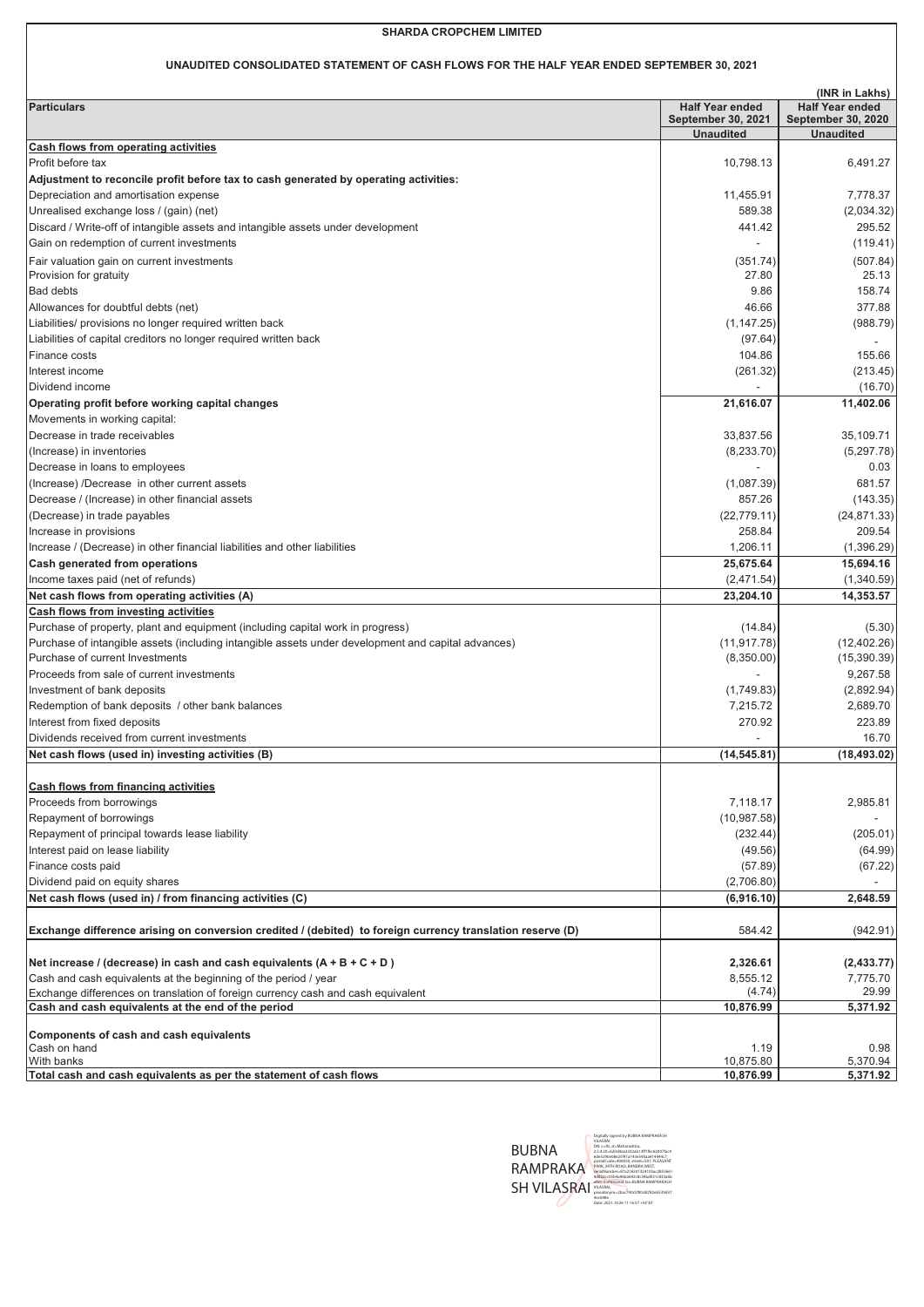# SHARDA CROPCHEM LIMITED

## UNAUDITED CONSOLIDATED STATEMENT OF CASH FLOWS FOR THE HALF YEAR ENDED SEPTEMBER 30, 2021

(INR in Lakhs)

| Particulars | Half Year ended September 30, 2021 | Half Year ended September 30, 2020 |
|---|---|---|
| | Unaudited | Unaudited |
| **Cash flows from operating activities** | | |
| Profit before tax | 10,798.13 | 6,491.27 |
| **Adjustment to reconcile profit before tax to cash generated by operating activities:** | | |
| Depreciation and amortisation expense | 11,455.91 | 7,778.37 |
| Unrealised exchange loss / (gain) (net) | 589.38 | (2,034.32) |
| Discard / Write-off of intangible assets and intangible assets under development | 441.42 | 295.52 |
| Gain on redemption of current investments | - | (119.41) |
| Fair valuation gain on current investments | (351.74) | (507.84) |
| Provision for gratuity | 27.80 | 25.13 |
| Bad debts | 9.86 | 158.74 |
| Allowances for doubtful debts (net) | 46.66 | 377.88 |
| Liabilities/ provisions no longer required written back | (1,147.25) | (988.79) |
| Liabilities of capital creditors no longer required written back | (97.64) | - |
| Finance costs | 104.86 | 155.66 |
| Interest income | (261.32) | (213.45) |
| Dividend income | - | (16.70) |
| **Operating profit before working capital changes** | **21,616.07** | **11,402.06** |
| Movements in working capital: | | |
| Decrease in trade receivables | 33,837.56 | 35,109.71 |
| (Increase) in inventories | (8,233.70) | (5,297.78) |
| Decrease in loans to employees | - | 0.03 |
| (Increase) /Decrease in other current assets | (1,087.39) | 681.57 |
| Decrease / (Increase) in other financial assets | 857.26 | (143.35) |
| (Decrease) in trade payables | (22,779.11) | (24,871.33) |
| Increase in provisions | 258.84 | 209.54 |
| Increase / (Decrease) in other financial liabilities and other liabilities | 1,206.11 | (1,396.29) |
| **Cash generated from operations** | **25,675.64** | **15,694.16** |
| Income taxes paid (net of refunds) | (2,471.54) | (1,340.59) |
| **Net cash flows from operating activities (A)** | **23,204.10** | **14,353.57** |
| **Cash flows from investing activities** | | |
| Purchase of property, plant and equipment (including capital work in progress) | (14.84) | (5.30) |
| Purchase of intangible assets (including intangible assets under development and capital advances) | (11,917.78) | (12,402.26) |
| Purchase of current Investments | (8,350.00) | (15,390.39) |
| Proceeds from sale of current investments | - | 9,267.58 |
| Investment of bank deposits | (1,749.83) | (2,892.94) |
| Redemption of bank deposits / other bank balances | 7,215.72 | 2,689.70 |
| Interest from fixed deposits | 270.92 | 223.89 |
| Dividends received from current investments | - | 16.70 |
| **Net cash flows (used in) investing activities (B)** | **(14,545.81)** | **(18,493.02)** |
| **Cash flows from financing activities** | | |
| Proceeds from borrowings | 7,118.17 | 2,985.81 |
| Repayment of borrowings | (10,987.58) | - |
| Repayment of principal towards lease liability | (232.44) | (205.01) |
| Interest paid on lease liability | (49.56) | (64.99) |
| Finance costs paid | (57.89) | (67.22) |
| Dividend paid on equity shares | (2,706.80) | - |
| **Net cash flows (used in) / from financing activities (C)** | **(6,916.10)** | **2,648.59** |
| **Exchange difference arising on conversion credited / (debited) to foreign currency translation reserve (D)** | 584.42 | (942.91) |
| **Net increase / (decrease) in cash and cash equivalents (A + B + C + D )** | **2,326.61** | **(2,433.77)** |
| Cash and cash equivalents at the beginning of the period / year | 8,555.12 | 7,775.70 |
| Exchange differences on translation of foreign currency cash and cash equivalent | (4.74) | 29.99 |
| **Cash and cash equivalents at the end of the period** | **10,876.99** | **5,371.92** |
| **Components of cash and cash equivalents** | | |
| Cash on hand | 1.19 | 0.98 |
| With banks | 10,875.80 | 5,370.94 |
| **Total cash and cash equivalents as per the statement of cash flows** | **10,876.99** | **5,371.92** |

BUBNA RAMPRAKASH VILASRAI

Digitally signed by BUBNA RAMPRAKASH VILASRAI
Date: 2021.10.26 11:16:57 +05'30'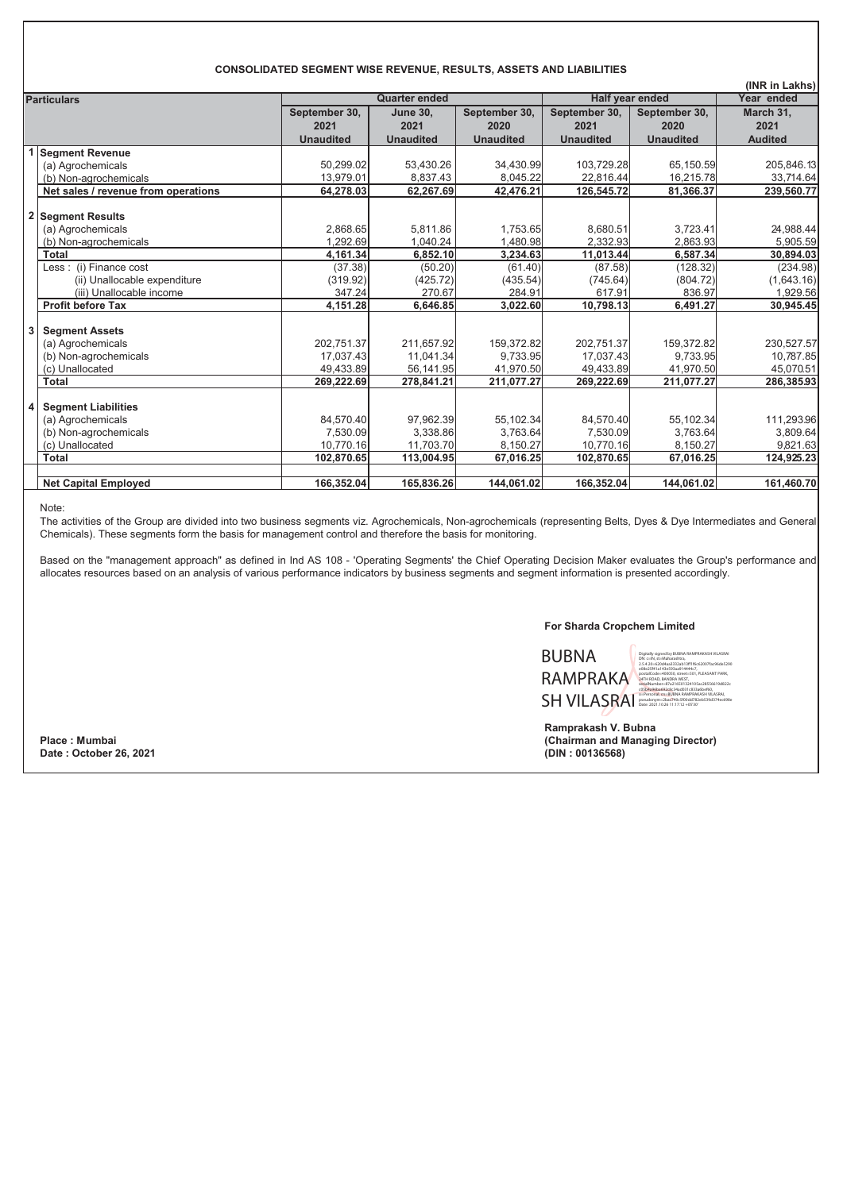**CONSOLIDATED SEGMENT WISE REVENUE, RESULTS, ASSETS AND LIABILITIES**

(INR in Lakhs)

| | Particulars | Quarter ended | | | Half year ended | | Year ended |
|---|---|---|---|---|---|---|---|
| | | September 30, 2021 | June 30, 2021 | September 30, 2020 | September 30, 2021 | September 30, 2020 | March 31, 2021 |
| | | Unaudited | Unaudited | Unaudited | Unaudited | Unaudited | Audited |
| 1 | **Segment Revenue** | | | | | | |
| | (a) Agrochemicals | 50,299.02 | 53,430.26 | 34,430.99 | 103,729.28 | 65,150.59 | 205,846.13 |
| | (b) Non-agrochemicals | 13,979.01 | 8,837.43 | 8,045.22 | 22,816.44 | 16,215.78 | 33,714.64 |
| | **Net sales / revenue from operations** | **64,278.03** | **62,267.69** | **42,476.21** | **126,545.72** | **81,366.37** | **239,560.77** |
| 2 | **Segment Results** | | | | | | |
| | (a) Agrochemicals | 2,868.65 | 5,811.86 | 1,753.65 | 8,680.51 | 3,723.41 | 24,988.44 |
| | (b) Non-agrochemicals | 1,292.69 | 1,040.24 | 1,480.98 | 2,332.93 | 2,863.93 | 5,905.59 |
| | **Total** | **4,161.34** | **6,852.10** | **3,234.63** | **11,013.44** | **6,587.34** | **30,894.03** |
| | Less : (i) Finance cost | (37.38) | (50.20) | (61.40) | (87.58) | (128.32) | (234.98) |
| | (ii) Unallocable expenditure | (319.92) | (425.72) | (435.54) | (745.64) | (804.72) | (1,643.16) |
| | (iii) Unallocable income | 347.24 | 270.67 | 284.91 | 617.91 | 836.97 | 1,929.56 |
| | **Profit before Tax** | **4,151.28** | **6,646.85** | **3,022.60** | **10,798.13** | **6,491.27** | **30,945.45** |
| 3 | **Segment Assets** | | | | | | |
| | (a) Agrochemicals | 202,751.37 | 211,657.92 | 159,372.82 | 202,751.37 | 159,372.82 | 230,527.57 |
| | (b) Non-agrochemicals | 17,037.43 | 11,041.34 | 9,733.95 | 17,037.43 | 9,733.95 | 10,787.85 |
| | (c) Unallocated | 49,433.89 | 56,141.95 | 41,970.50 | 49,433.89 | 41,970.50 | 45,070.51 |
| | **Total** | **269,222.69** | **278,841.21** | **211,077.27** | **269,222.69** | **211,077.27** | **286,385.93** |
| 4 | **Segment Liabilities** | | | | | | |
| | (a) Agrochemicals | 84,570.40 | 97,962.39 | 55,102.34 | 84,570.40 | 55,102.34 | 111,293.96 |
| | (b) Non-agrochemicals | 7,530.09 | 3,338.86 | 3,763.64 | 7,530.09 | 3,763.64 | 3,809.64 |
| | (c) Unallocated | 10,770.16 | 11,703.70 | 8,150.27 | 10,770.16 | 8,150.27 | 9,821.63 |
| | **Total** | **102,870.65** | **113,004.95** | **67,016.25** | **102,870.65** | **67,016.25** | **124,925.23** |
| | **Net Capital Employed** | **166,352.04** | **165,836.26** | **144,061.02** | **166,352.04** | **144,061.02** | **161,460.70** |

Note:

The activities of the Group are divided into two business segments viz. Agrochemicals, Non-agrochemicals (representing Belts, Dyes & Dye Intermediates and General Chemicals). These segments form the basis for management control and therefore the basis for monitoring.

Based on the "management approach" as defined in Ind AS 108 - 'Operating Segments' the Chief Operating Decision Maker evaluates the Group's performance and allocates resources based on an analysis of various performance indicators by business segments and segment information is presented accordingly.

**For Sharda Cropchem Limited**

BUBNA RAMPRAKASH VILASRAI

Digitally signed by BUBNA RAMPRAKASH VILASRAI
Date: 2021.10.26 11:17:12 +05'30'

**Ramprakash V. Bubna**
**(Chairman and Managing Director)**
**(DIN : 00136568)**

**Place : Mumbai**
**Date : October 26, 2021**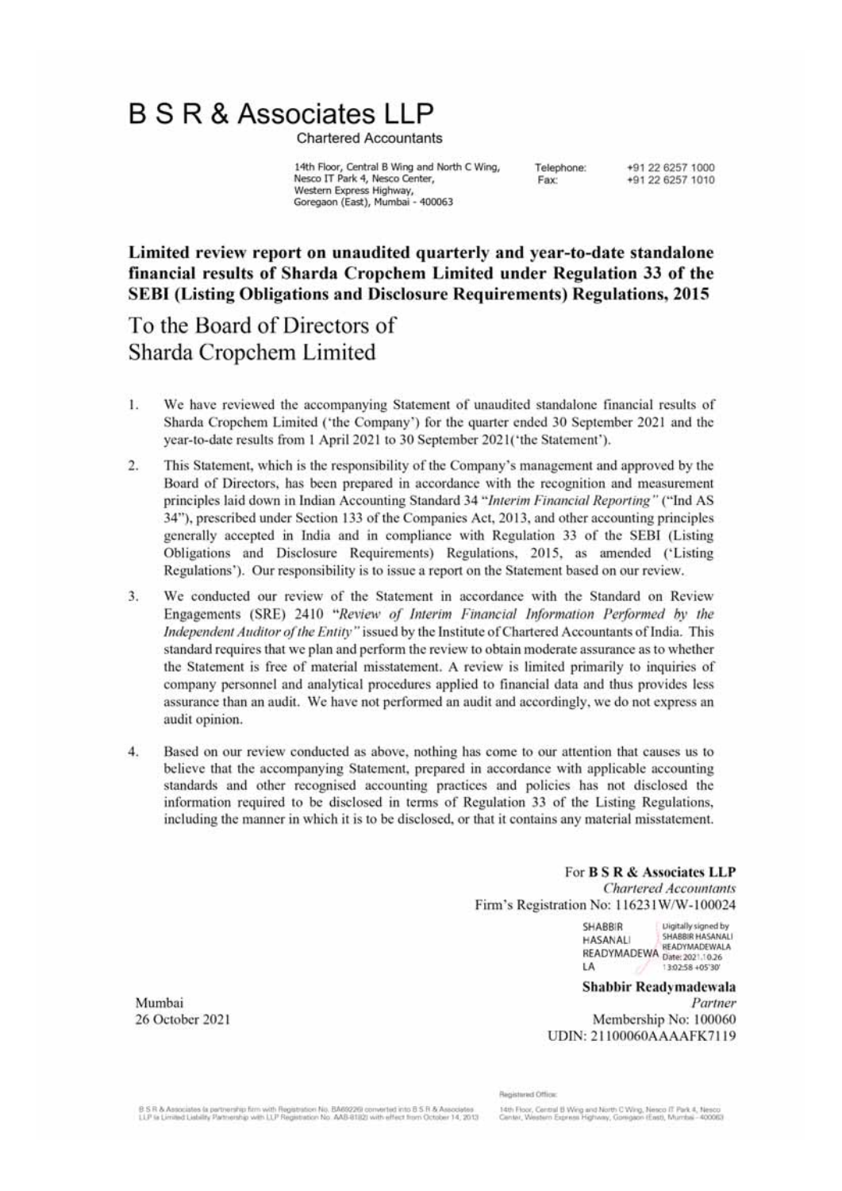# B S R & Associates LLP

Chartered Accountants

14th Floor, Central B Wing and North C Wing,
Nesco IT Park 4, Nesco Center,
Western Express Highway,
Goregaon (East), Mumbai - 400063

Telephone: +91 22 6257 1000
Fax: +91 22 6257 1010

**Limited review report on unaudited quarterly and year-to-date standalone financial results of Sharda Cropchem Limited under Regulation 33 of the SEBI (Listing Obligations and Disclosure Requirements) Regulations, 2015**

## To the Board of Directors of Sharda Cropchem Limited

1. We have reviewed the accompanying Statement of unaudited standalone financial results of Sharda Cropchem Limited ('the Company') for the quarter ended 30 September 2021 and the year-to-date results from 1 April 2021 to 30 September 2021('the Statement').

2. This Statement, which is the responsibility of the Company's management and approved by the Board of Directors, has been prepared in accordance with the recognition and measurement principles laid down in Indian Accounting Standard 34 "*Interim Financial Reporting*" ("Ind AS 34"), prescribed under Section 133 of the Companies Act, 2013, and other accounting principles generally accepted in India and in compliance with Regulation 33 of the SEBI (Listing Obligations and Disclosure Requirements) Regulations, 2015, as amended ('Listing Regulations'). Our responsibility is to issue a report on the Statement based on our review.

3. We conducted our review of the Statement in accordance with the Standard on Review Engagements (SRE) 2410 "*Review of Interim Financial Information Performed by the Independent Auditor of the Entity*" issued by the Institute of Chartered Accountants of India. This standard requires that we plan and perform the review to obtain moderate assurance as to whether the Statement is free of material misstatement. A review is limited primarily to inquiries of company personnel and analytical procedures applied to financial data and thus provides less assurance than an audit. We have not performed an audit and accordingly, we do not express an audit opinion.

4. Based on our review conducted as above, nothing has come to our attention that causes us to believe that the accompanying Statement, prepared in accordance with applicable accounting standards and other recognised accounting practices and policies has not disclosed the information required to be disclosed in terms of Regulation 33 of the Listing Regulations, including the manner in which it is to be disclosed, or that it contains any material misstatement.

For **B S R & Associates LLP**
*Chartered Accountants*
Firm's Registration No: 116231W/W-100024

SHABBIR HASANALI READYMADEWALA
Digitally signed by SHABBIR HASANALI READYMADEWALA
Date: 2021.10.26 13:02:58 +05'30'

**Shabbir Readymadewala**
*Partner*
Membership No: 100060
UDIN: 21100060AAAAFK7119

Mumbai
26 October 2021

B S R & Associates (a partnership firm with Registration No. BA69226) converted into B S R & Associates LLP (a Limited Liability Partnership with LLP Registration No. AAB-8182) with effect from October 14, 2013

Registered Office:
14th Floor, Central B Wing and North C Wing, Nesco IT Park 4, Nesco Center, Western Express Highway, Goregaon (East), Mumbai - 400063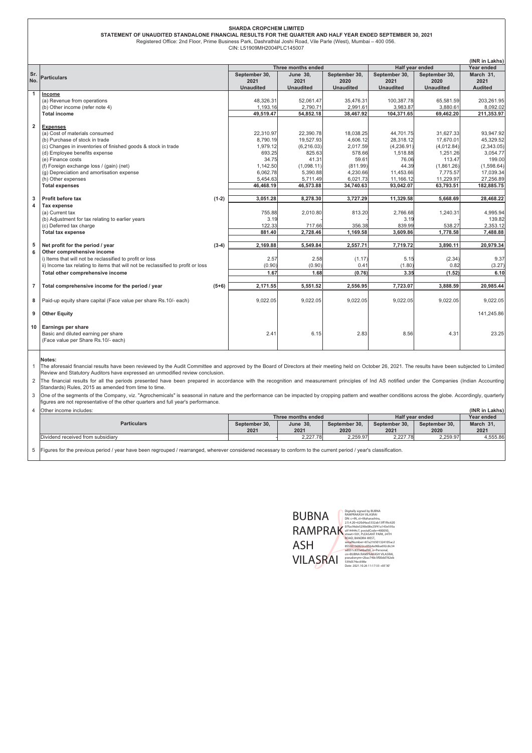**SHARDA CROPCHEM LIMITED**

**STATEMENT OF UNAUDITED STANDALONE FINANCIAL RESULTS FOR THE QUARTER AND HALF YEAR ENDED SEPTEMBER 30, 2021**

Registered Office: 2nd Floor, Prime Business Park, Dashrathlal Joshi Road, Vile Parle (West), Mumbai – 400 056.

CIN: L51909MH2004PLC145007

(INR in Lakhs)

| Sr. No. | Particulars | | Three months ended | | | Half year ended | | Year ended |
|---|---|---|---|---|---|---|---|---|
| | | | September 30, 2021 | June 30, 2021 | September 30, 2020 | September 30, 2021 | September 30, 2020 | March 31, 2021 |
| | | | Unaudited | Unaudited | Unaudited | Unaudited | Unaudited | Audited |
| 1 | **Income** | | | | | | | |
| | (a) Revenue from operations | | 48,326.31 | 52,061.47 | 35,476.31 | 100,387.78 | 65,581.59 | 203,261.95 |
| | (b) Other income (refer note 4) | | 1,193.16 | 2,790.71 | 2,991.61 | 3,983.87 | 3,880.61 | 8,092.02 |
| | **Total income** | | **49,519.47** | **54,852.18** | **38,467.92** | **104,371.65** | **69,462.20** | **211,353.97** |
| 2 | **Expenses** | | | | | | | |
| | (a) Cost of materials consumed | | 22,310.97 | 22,390.78 | 18,038.25 | 44,701.75 | 31,627.33 | 93,947.92 |
| | (b) Purchase of stock in trade | | 8,790.19 | 19,527.93 | 4,606.12 | 28,318.12 | 17,670.01 | 45,329.52 |
| | (c) Changes in inventories of finished goods & stock in trade | | 1,979.12 | (6,216.03) | 2,017.59 | (4,236.91) | (4,012.84) | (2,343.05) |
| | (d) Employee benefits expense | | 693.25 | 825.63 | 578.66 | 1,518.88 | 1,251.26 | 3,054.77 |
| | (e) Finance costs | | 34.75 | 41.31 | 59.61 | 76.06 | 113.47 | 199.00 |
| | (f) Foreign exchange loss / (gain) (net) | | 1,142.50 | (1,098.11) | (811.99) | 44.39 | (1,861.26) | (1,598.64) |
| | (g) Depreciation and amortisation expense | | 6,062.78 | 5,390.88 | 4,230.66 | 11,453.66 | 7,775.57 | 17,039.34 |
| | (h) Other expenses | | 5,454.63 | 5,711.49 | 6,021.73 | 11,166.12 | 11,229.97 | 27,256.89 |
| | **Total expenses** | | **46,468.19** | **46,573.88** | **34,740.63** | **93,042.07** | **63,793.51** | **182,885.75** |
| 3 | **Profit before tax** | (1-2) | **3,051.28** | **8,278.30** | **3,727.29** | **11,329.58** | **5,668.69** | **28,468.22** |
| 4 | **Tax expense** | | | | | | | |
| | (a) Current tax | | 755.88 | 2,010.80 | 813.20 | 2,766.68 | 1,240.31 | 4,995.94 |
| | (b) Adjustment for tax relating to earlier years | | 3.19 | - | - | 3.19 | - | 139.82 |
| | (c) Deferred tax charge | | 122.33 | 717.66 | 356.38 | 839.99 | 538.27 | 2,353.12 |
| | **Total tax expense** | | **881.40** | **2,728.46** | **1,169.58** | **3,609.86** | **1,778.58** | **7,488.88** |
| 5 | **Net profit for the period / year** | (3-4) | **2,169.88** | **5,549.84** | **2,557.71** | **7,719.72** | **3,890.11** | **20,979.34** |
| 6 | **Other comprehensive income** | | | | | | | |
| | i) Items that will not be reclassified to profit or loss | | 2.57 | 2.58 | (1.17) | 5.15 | (2.34) | 9.37 |
| | ii) Income tax relating to items that will not be reclassified to profit or loss | | (0.90) | (0.90) | 0.41 | (1.80) | 0.82 | (3.27) |
| | **Total other comprehensive income** | | **1.67** | **1.68** | **(0.76)** | **3.35** | **(1.52)** | **6.10** |
| 7 | **Total comprehensive income for the period / year** | (5+6) | **2,171.55** | **5,551.52** | **2,556.95** | **7,723.07** | **3,888.59** | **20,985.44** |
| 8 | Paid-up equity share capital (Face value per share Rs.10/- each) | | 9,022.05 | 9,022.05 | 9,022.05 | 9,022.05 | 9,022.05 | 9,022.05 |
| 9 | **Other Equity** | | | | | | | 141,245.86 |
| 10 | **Earnings per share** | | | | | | | |
| | Basic and diluted earning per share (Face value per Share Rs.10/- each) | | 2.41 | 6.15 | 2.83 | 8.56 | 4.31 | 23.25 |

**Notes:**

1. The aforesaid financial results have been reviewed by the Audit Committee and approved by the Board of Directors at their meeting held on October 26, 2021. The results have been subjected to Limited Review and Statutory Auditors have expressed an unmodified review conclusion.
2. The financial results for all the periods presented have been prepared in accordance with the recognition and measurement principles of Ind AS notified under the Companies (Indian Accounting Standards) Rules, 2015 as amended from time to time.
3. One of the segments of the Company, viz. "Agrochemicals" is seasonal in nature and the performance can be impacted by cropping pattern and weather conditions across the globe. Accordingly, quarterly figures are not representative of the other quarters and full year's performance.
4. Other income includes:

(INR in Lakhs)

| Particulars | Three months ended | | | Half year ended | | Year ended |
|---|---|---|---|---|---|---|
| | September 30, 2021 | June 30, 2021 | September 30, 2020 | September 30, 2021 | September 30, 2020 | March 31, 2021 |
| Dividend received from subsidiary | - | 2,227.78 | 2,259.97 | 2,227.78 | 2,259.97 | 4,555.86 |

5. Figures for the previous period / year have been regrouped / rearranged, wherever considered necessary to conform to the current period / year's classification.

BUBNA RAMPRAKASH VILASRAI

Digitally signed by BUBNA RAMPRAKASH VILASRAI
Date: 2021.10.26 11:17:33 +05'30'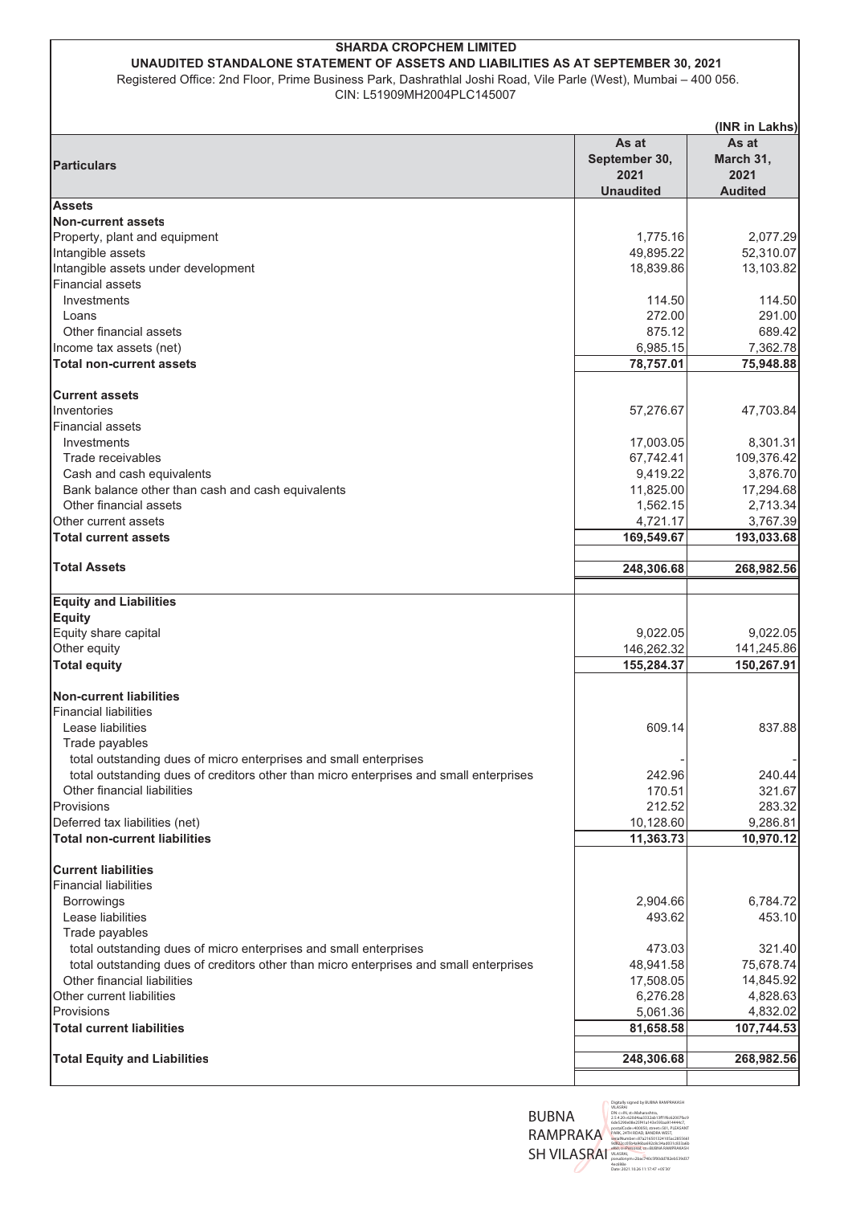**SHARDA CROPCHEM LIMITED**

**UNAUDITED STANDALONE STATEMENT OF ASSETS AND LIABILITIES AS AT SEPTEMBER 30, 2021**

Registered Office: 2nd Floor, Prime Business Park, Dashrathlal Joshi Road, Vile Parle (West), Mumbai – 400 056.

CIN: L51909MH2004PLC145007

**(INR in Lakhs)**

| Particulars | As at September 30, 2021 Unaudited | As at March 31, 2021 Audited |
|---|---|---|
| **Assets** | | |
| **Non-current assets** | | |
| Property, plant and equipment | 1,775.16 | 2,077.29 |
| Intangible assets | 49,895.22 | 52,310.07 |
| Intangible assets under development | 18,839.86 | 13,103.82 |
| Financial assets | | |
| Investments | 114.50 | 114.50 |
| Loans | 272.00 | 291.00 |
| Other financial assets | 875.12 | 689.42 |
| Income tax assets (net) | 6,985.15 | 7,362.78 |
| **Total non-current assets** | **78,757.01** | **75,948.88** |
| **Current assets** | | |
| Inventories | 57,276.67 | 47,703.84 |
| Financial assets | | |
| Investments | 17,003.05 | 8,301.31 |
| Trade receivables | 67,742.41 | 109,376.42 |
| Cash and cash equivalents | 9,419.22 | 3,876.70 |
| Bank balance other than cash and cash equivalents | 11,825.00 | 17,294.68 |
| Other financial assets | 1,562.15 | 2,713.34 |
| Other current assets | 4,721.17 | 3,767.39 |
| **Total current assets** | **169,549.67** | **193,033.68** |
| **Total Assets** | **248,306.68** | **268,982.56** |
| **Equity and Liabilities** | | |
| **Equity** | | |
| Equity share capital | 9,022.05 | 9,022.05 |
| Other equity | 146,262.32 | 141,245.86 |
| **Total equity** | **155,284.37** | **150,267.91** |
| **Non-current liabilities** | | |
| Financial liabilities | | |
| Lease liabilities | 609.14 | 837.88 |
| Trade payables | | |
| total outstanding dues of micro enterprises and small enterprises | - | - |
| total outstanding dues of creditors other than micro enterprises and small enterprises | 242.96 | 240.44 |
| Other financial liabilities | 170.51 | 321.67 |
| Provisions | 212.52 | 283.32 |
| Deferred tax liabilities (net) | 10,128.60 | 9,286.81 |
| **Total non-current liabilities** | **11,363.73** | **10,970.12** |
| **Current liabilities** | | |
| Financial liabilities | | |
| Borrowings | 2,904.66 | 6,784.72 |
| Lease liabilities | 493.62 | 453.10 |
| Trade payables | | |
| total outstanding dues of micro enterprises and small enterprises | 473.03 | 321.40 |
| total outstanding dues of creditors other than micro enterprises and small enterprises | 48,941.58 | 75,678.74 |
| Other financial liabilities | 17,508.05 | 14,845.92 |
| Other current liabilities | 6,276.28 | 4,828.63 |
| Provisions | 5,061.36 | 4,832.02 |
| **Total current liabilities** | **81,658.58** | **107,744.53** |
| **Total Equity and Liabilities** | **248,306.68** | **268,982.56** |

BUBNA RAMPRAKASH VILASRAI

Digitally signed by BUBNA RAMPRAKASH VILASRAI
Date: 2021.10.26 11:17:47 +05'30'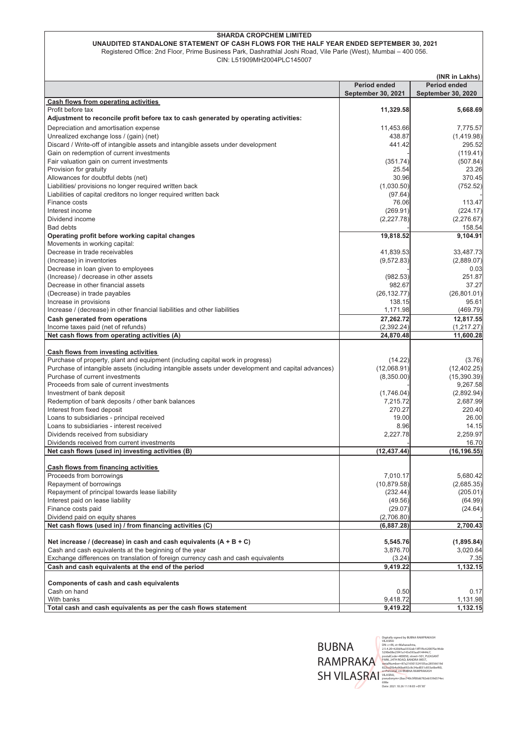**SHARDA CROPCHEM LIMITED**

**UNAUDITED STANDALONE STATEMENT OF CASH FLOWS FOR THE HALF YEAR ENDED SEPTEMBER 30, 2021**

Registered Office: 2nd Floor, Prime Business Park, Dashrathlal Joshi Road, Vile Parle (West), Mumbai – 400 056.

CIN: L51909MH2004PLC145007

**(INR in Lakhs)**

| | Period ended September 30, 2021 | Period ended September 30, 2020 |
|---|---|---|
| **Cash flows from operating activities** | | |
| Profit before tax | **11,329.58** | **5,668.69** |
| **Adjustment to reconcile profit before tax to cash generated by operating activities:** | | |
| Depreciation and amortisation expense | 11,453.66 | 7,775.57 |
| Unrealized exchange loss / (gain) (net) | 438.87 | (1,419.98) |
| Discard / Write-off of intangible assets and intangible assets under development | 441.42 | 295.52 |
| Gain on redemption of current investments | - | (119.41) |
| Fair valuation gain on current investments | (351.74) | (507.84) |
| Provision for gratuity | 25.54 | 23.26 |
| Allowances for doubtful debts (net) | 30.96 | 370.45 |
| Liabilities/ provisions no longer required written back | (1,030.50) | (752.52) |
| Liabilities of capital creditors no longer required written back | (97.64) | - |
| Finance costs | 76.06 | 113.47 |
| Interest income | (269.91) | (224.17) |
| Dividend income | (2,227.78) | (2,276.67) |
| Bad debts | - | 158.54 |
| **Operating profit before working capital changes** | **19,818.52** | **9,104.91** |
| Movements in working capital: | | |
| Decrease in trade receivables | 41,839.53 | 33,487.73 |
| (Increase) in inventories | (9,572.83) | (2,889.07) |
| Decrease in loan given to employees | - | 0.03 |
| (Increase) / decrease in other assets | (982.53) | 251.87 |
| Decrease in other financial assets | 982.67 | 37.27 |
| (Decrease) in trade payables | (26,132.77) | (26,801.01) |
| Increase in provisions | 138.15 | 95.61 |
| Increase / (decrease) in other financial liabilities and other liabilities | 1,171.98 | (469.79) |
| **Cash generated from operations** | **27,262.72** | **12,817.55** |
| Income taxes paid (net of refunds) | (2,392.24) | (1,217.27) |
| **Net cash flows from operating activities (A)** | **24,870.48** | **11,600.28** |
| | | |
| **Cash flows from investing activities** | | |
| Purchase of property, plant and equipment (including capital work in progress) | (14.22) | (3.76) |
| Purchase of intangible assets (including intangible assets under development and capital advances) | (12,068.91) | (12,402.25) |
| Purchase of current investments | (8,350.00) | (15,390.39) |
| Proceeds from sale of current investments | - | 9,267.58 |
| Investment of bank deposit | (1,746.04) | (2,892.94) |
| Redemption of bank deposits / other bank balances | 7,215.72 | 2,687.99 |
| Interest from fixed deposit | 270.27 | 220.40 |
| Loans to subsidiaries - principal received | 19.00 | 26.00 |
| Loans to subsidiaries - interest received | 8.96 | 14.15 |
| Dividends received from subsidiary | 2,227.78 | 2,259.97 |
| Dividends received from current investments | - | 16.70 |
| **Net cash flows (used in) investing activities (B)** | **(12,437.44)** | **(16,196.55)** |
| | | |
| **Cash flows from financing activities** | | |
| Proceeds from borrowings | 7,010.17 | 5,680.42 |
| Repayment of borrowings | (10,879.58) | (2,685.35) |
| Repayment of principal towards lease liability | (232.44) | (205.01) |
| Interest paid on lease liability | (49.56) | (64.99) |
| Finance costs paid | (29.07) | (24.64) |
| Dividend paid on equity shares | (2,706.80) | - |
| **Net cash flows (used in) / from financing activities (C)** | **(6,887.28)** | **2,700.43** |
| | | |
| **Net increase / (decrease) in cash and cash equivalents (A + B + C)** | **5,545.76** | **(1,895.84)** |
| Cash and cash equivalents at the beginning of the year | 3,876.70 | 3,020.64 |
| Exchange differences on translation of foreign currency cash and cash equivalents | (3.24) | 7.35 |
| **Cash and cash equivalents at the end of the period** | **9,419.22** | **1,132.15** |
| | | |
| **Components of cash and cash equivalents** | | |
| Cash on hand | 0.50 | 0.17 |
| With banks | 9,418.72 | 1,131.98 |
| **Total cash and cash equivalents as per the cash flows statement** | **9,419.22** | **1,132.15** |

BUBNA RAMPRAKASH VILASRAI

Digitally signed by BUBNA RAMPRAKASH VILASRAI
Date: 2021.10.26 11:18:03 +05'30'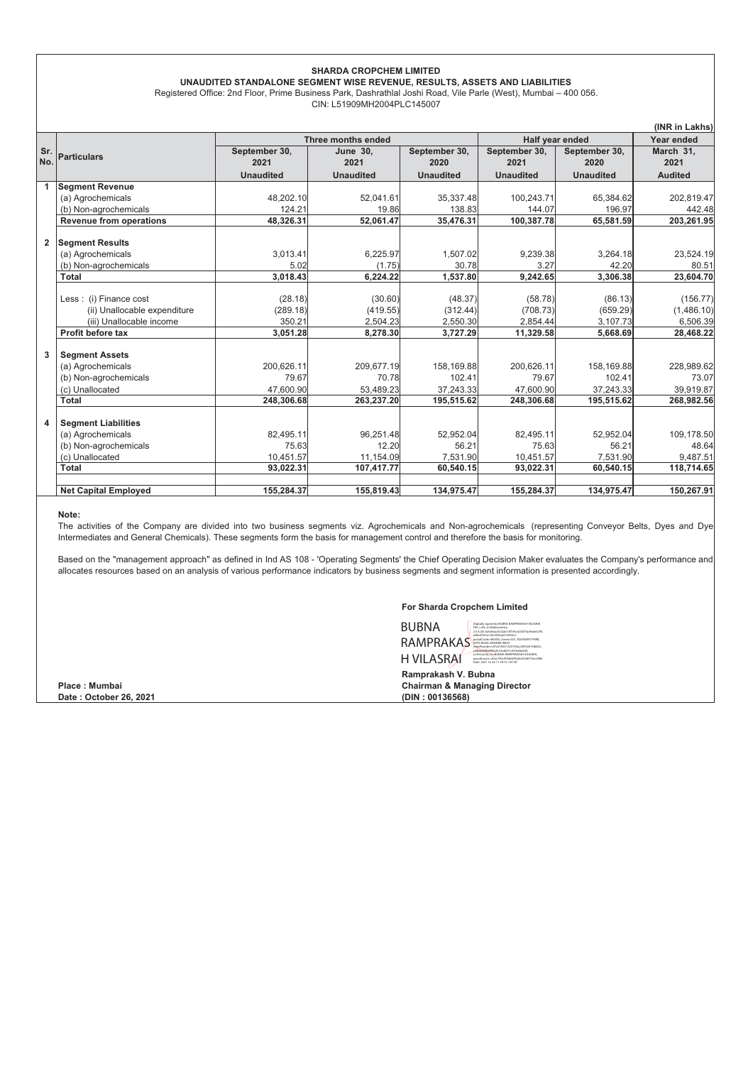**SHARDA CROPCHEM LIMITED**

**UNAUDITED STANDALONE SEGMENT WISE REVENUE, RESULTS, ASSETS AND LIABILITIES**

Registered Office: 2nd Floor, Prime Business Park, Dashrathlal Joshi Road, Vile Parle (West), Mumbai – 400 056.

CIN: L51909MH2004PLC145007

**(INR in Lakhs)**

| Sr. No. | Particulars | Three months ended | | | Half year ended | | Year ended |
|---|---|---|---|---|---|---|---|
| | | September 30, 2021 | June 30, 2021 | September 30, 2020 | September 30, 2021 | September 30, 2020 | March 31, 2021 |
| | | Unaudited | Unaudited | Unaudited | Unaudited | Unaudited | Audited |
| 1 | **Segment Revenue** | | | | | | |
| | (a) Agrochemicals | 48,202.10 | 52,041.61 | 35,337.48 | 100,243.71 | 65,384.62 | 202,819.47 |
| | (b) Non-agrochemicals | 124.21 | 19.86 | 138.83 | 144.07 | 196.97 | 442.48 |
| | **Revenue from operations** | **48,326.31** | **52,061.47** | **35,476.31** | **100,387.78** | **65,581.59** | **203,261.95** |
| 2 | **Segment Results** | | | | | | |
| | (a) Agrochemicals | 3,013.41 | 6,225.97 | 1,507.02 | 9,239.38 | 3,264.18 | 23,524.19 |
| | (b) Non-agrochemicals | 5.02 | (1.75) | 30.78 | 3.27 | 42.20 | 80.51 |
| | **Total** | **3,018.43** | **6,224.22** | **1,537.80** | **9,242.65** | **3,306.38** | **23,604.70** |
| | Less : (i) Finance cost | (28.18) | (30.60) | (48.37) | (58.78) | (86.13) | (156.77) |
| | (ii) Unallocable expenditure | (289.18) | (419.55) | (312.44) | (708.73) | (659.29) | (1,486.10) |
| | (iii) Unallocable income | 350.21 | 2,504.23 | 2,550.30 | 2,854.44 | 3,107.73 | 6,506.39 |
| | **Profit before tax** | **3,051.28** | **8,278.30** | **3,727.29** | **11,329.58** | **5,668.69** | **28,468.22** |
| 3 | **Segment Assets** | | | | | | |
| | (a) Agrochemicals | 200,626.11 | 209,677.19 | 158,169.88 | 200,626.11 | 158,169.88 | 228,989.62 |
| | (b) Non-agrochemicals | 79.67 | 70.78 | 102.41 | 79.67 | 102.41 | 73.07 |
| | (c) Unallocated | 47,600.90 | 53,489.23 | 37,243.33 | 47,600.90 | 37,243.33 | 39,919.87 |
| | **Total** | **248,306.68** | **263,237.20** | **195,515.62** | **248,306.68** | **195,515.62** | **268,982.56** |
| 4 | **Segment Liabilities** | | | | | | |
| | (a) Agrochemicals | 82,495.11 | 96,251.48 | 52,952.04 | 82,495.11 | 52,952.04 | 109,178.50 |
| | (b) Non-agrochemicals | 75.63 | 12.20 | 56.21 | 75.63 | 56.21 | 48.64 |
| | (c) Unallocated | 10,451.57 | 11,154.09 | 7,531.90 | 10,451.57 | 7,531.90 | 9,487.51 |
| | **Total** | **93,022.31** | **107,417.77** | **60,540.15** | **93,022.31** | **60,540.15** | **118,714.65** |
| | **Net Capital Employed** | **155,284.37** | **155,819.43** | **134,975.47** | **155,284.37** | **134,975.47** | **150,267.91** |

**Note:**

The activities of the Company are divided into two business segments viz. Agrochemicals and Non-agrochemicals (representing Conveyor Belts, Dyes and Dye Intermediates and General Chemicals). These segments form the basis for management control and therefore the basis for monitoring.

Based on the "management approach" as defined in Ind AS 108 - 'Operating Segments' the Chief Operating Decision Maker evaluates the Company's performance and allocates resources based on an analysis of various performance indicators by business segments and segment information is presented accordingly.

**For Sharda Cropchem Limited**

BUBNA RAMPRAKASH VILASRAI

**Ramprakash V. Bubna**
**Chairman & Managing Director**
**(DIN : 00136568)**

**Place : Mumbai**
**Date : October 26, 2021**